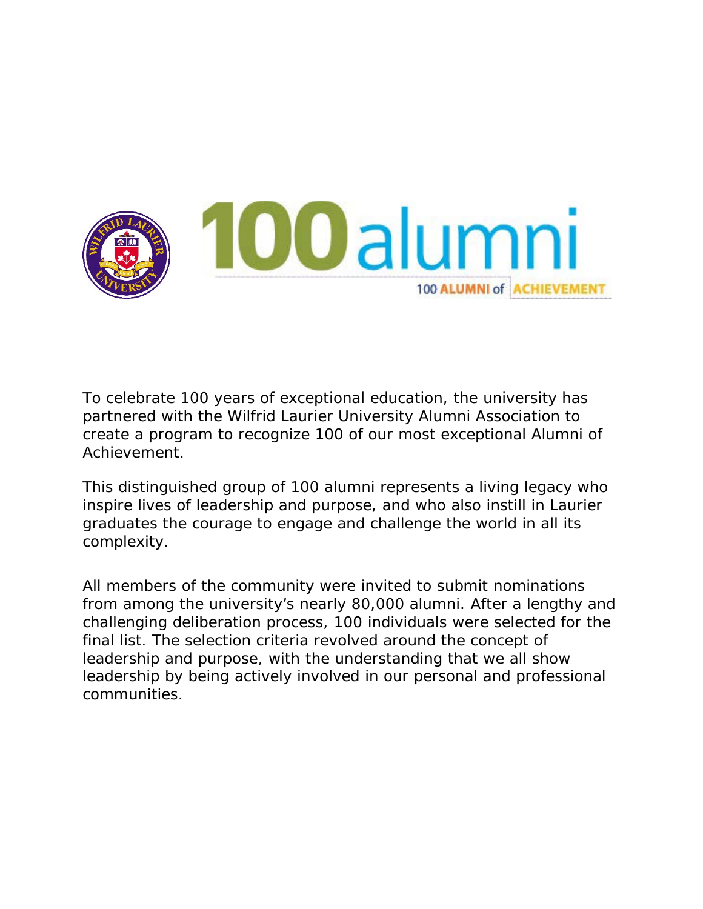# 100 alumni

100 ALUMNI of ACHIEVEMENT

To celebrate 100 years of exceptional education, the university has partnered with the Wilfrid Laurier University Alumni Association to create a program to recognize 100 of our most exceptional Alumni of Achievement.

This distinguished group of 100 alumni represents a living legacy who inspire lives of leadership and purpose, and who also instill in Laurier graduates the courage to engage and challenge the world in all its complexity.

All members of the community were invited to submit nominations from among the university's nearly 80,000 alumni. After a lengthy and challenging deliberation process, 100 individuals were selected for the final list. The selection criteria revolved around the concept of leadership and purpose, with the understanding that we all show leadership by being actively involved in our personal and professional communities.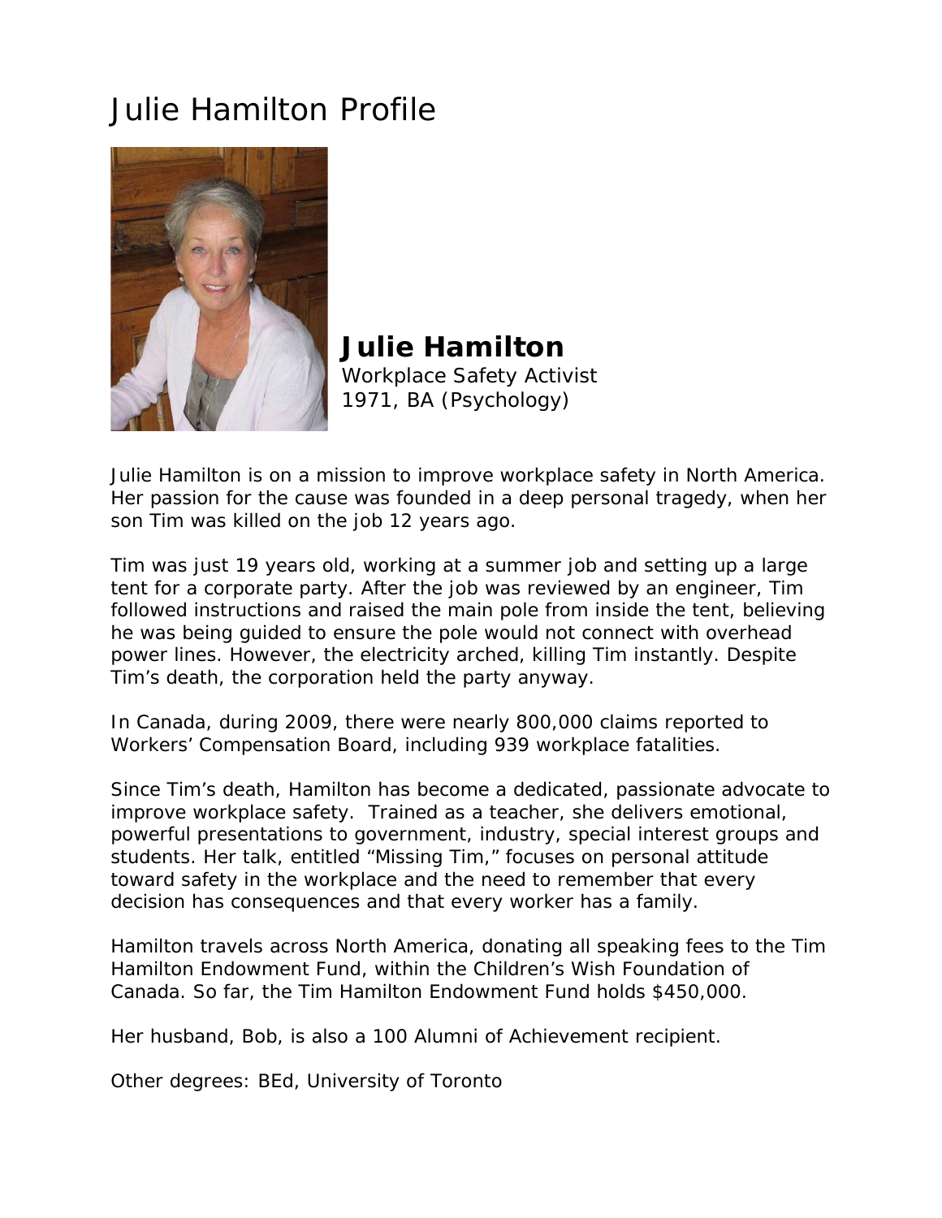# Julie Hamilton Profile

**Julie Hamilton**
Workplace Safety Activist
1971, BA (Psychology)

Julie Hamilton is on a mission to improve workplace safety in North America. Her passion for the cause was founded in a deep personal tragedy, when her son Tim was killed on the job 12 years ago.

Tim was just 19 years old, working at a summer job and setting up a large tent for a corporate party. After the job was reviewed by an engineer, Tim followed instructions and raised the main pole from inside the tent, believing he was being guided to ensure the pole would not connect with overhead power lines. However, the electricity arched, killing Tim instantly. Despite Tim's death, the corporation held the party anyway.

In Canada, during 2009, there were nearly 800,000 claims reported to Workers' Compensation Board, including 939 workplace fatalities.

Since Tim's death, Hamilton has become a dedicated, passionate advocate to improve workplace safety. Trained as a teacher, she delivers emotional, powerful presentations to government, industry, special interest groups and students. Her talk, entitled "Missing Tim," focuses on personal attitude toward safety in the workplace and the need to remember that every decision has consequences and that every worker has a family.

Hamilton travels across North America, donating all speaking fees to the Tim Hamilton Endowment Fund, within the Children's Wish Foundation of Canada. So far, the Tim Hamilton Endowment Fund holds $450,000.

Her husband, Bob, is also a 100 Alumni of Achievement recipient.

Other degrees: BEd, University of Toronto